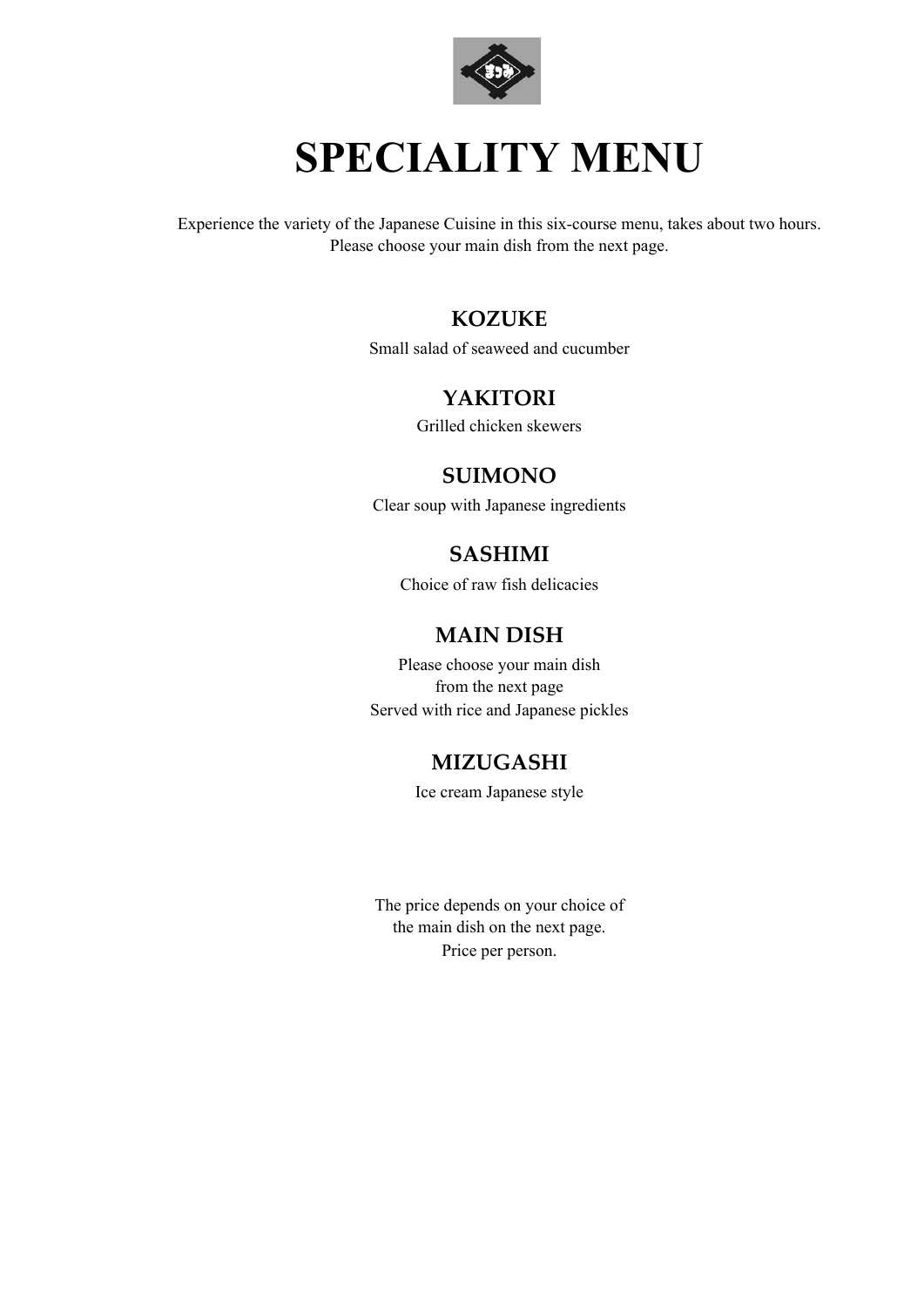# SPECIALITY MENU

Experience the variety of the Japanese Cuisine in this six-course menu, takes about two hours.
Please choose your main dish from the next page.

## KOZUKE

Small salad of seaweed and cucumber

## YAKITORI

Grilled chicken skewers

## SUIMONO

Clear soup with Japanese ingredients

## SASHIMI

Choice of raw fish delicacies

## MAIN DISH

Please choose your main dish
from the next page
Served with rice and Japanese pickles

## MIZUGASHI

Ice cream Japanese style

The price depends on your choice of
the main dish on the next page.
Price per person.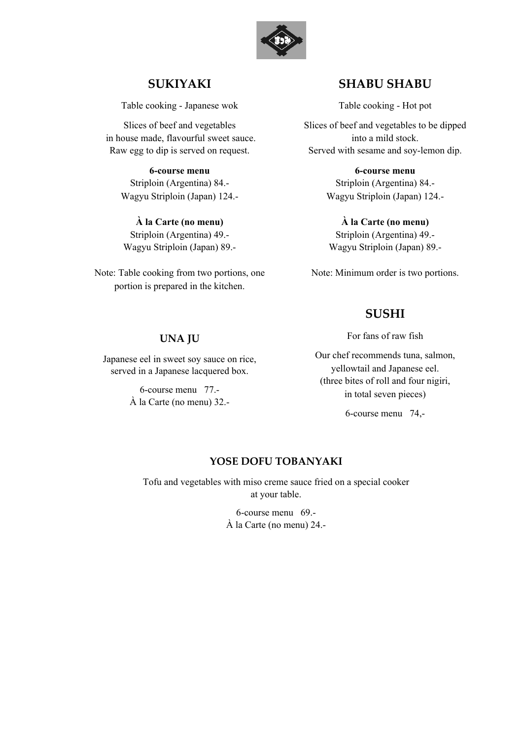## SUKIYAKI

Table cooking - Japanese wok

Slices of beef and vegetables in house made, flavourful sweet sauce. Raw egg to dip is served on request.

**6-course menu**
Striploin (Argentina) 84.-
Wagyu Striploin (Japan) 124.-

**À la Carte (no menu)**
Striploin (Argentina) 49.-
Wagyu Striploin (Japan) 89.-

Note: Table cooking from two portions, one portion is prepared in the kitchen.

## SHABU SHABU

Table cooking - Hot pot

Slices of beef and vegetables to be dipped into a mild stock.
Served with sesame and soy-lemon dip.

**6-course menu**
Striploin (Argentina) 84.-
Wagyu Striploin (Japan) 124.-

**À la Carte (no menu)**
Striploin (Argentina) 49.-
Wagyu Striploin (Japan) 89.-

Note: Minimum order is two portions.

## UNA JU

Japanese eel in sweet soy sauce on rice, served in a Japanese lacquered box.

6-course menu 77.-
À la Carte (no menu) 32.-

## SUSHI

For fans of raw fish

Our chef recommends tuna, salmon, yellowtail and Japanese eel.
(three bites of roll and four nigiri, in total seven pieces)

6-course menu 74,-

### YOSE DOFU TOBANYAKI

Tofu and vegetables with miso creme sauce fried on a special cooker at your table.

6-course menu 69.-
À la Carte (no menu) 24.-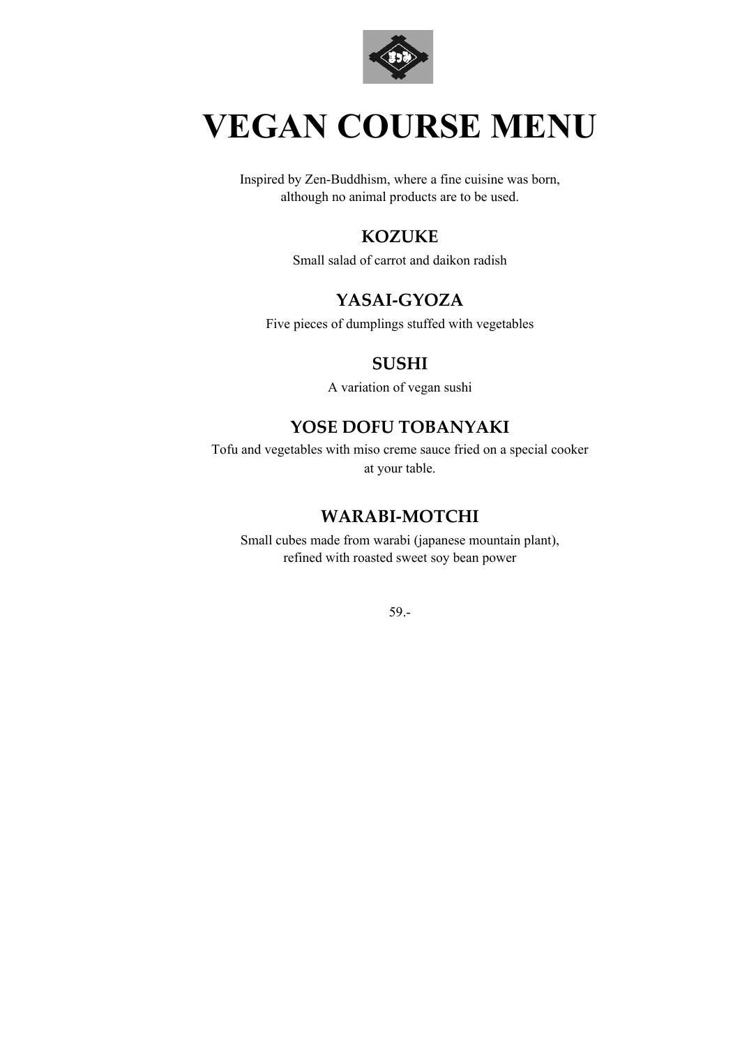# VEGAN COURSE MENU

Inspired by Zen-Buddhism, where a fine cuisine was born,
although no animal products are to be used.

## KOZUKE

Small salad of carrot and daikon radish

## YASAI-GYOZA

Five pieces of dumplings stuffed with vegetables

## SUSHI

A variation of vegan sushi

## YOSE DOFU TOBANYAKI

Tofu and vegetables with miso creme sauce fried on a special cooker at your table.

## WARABI-MOTCHI

Small cubes made from warabi (japanese mountain plant),
refined with roasted sweet soy bean power

59.-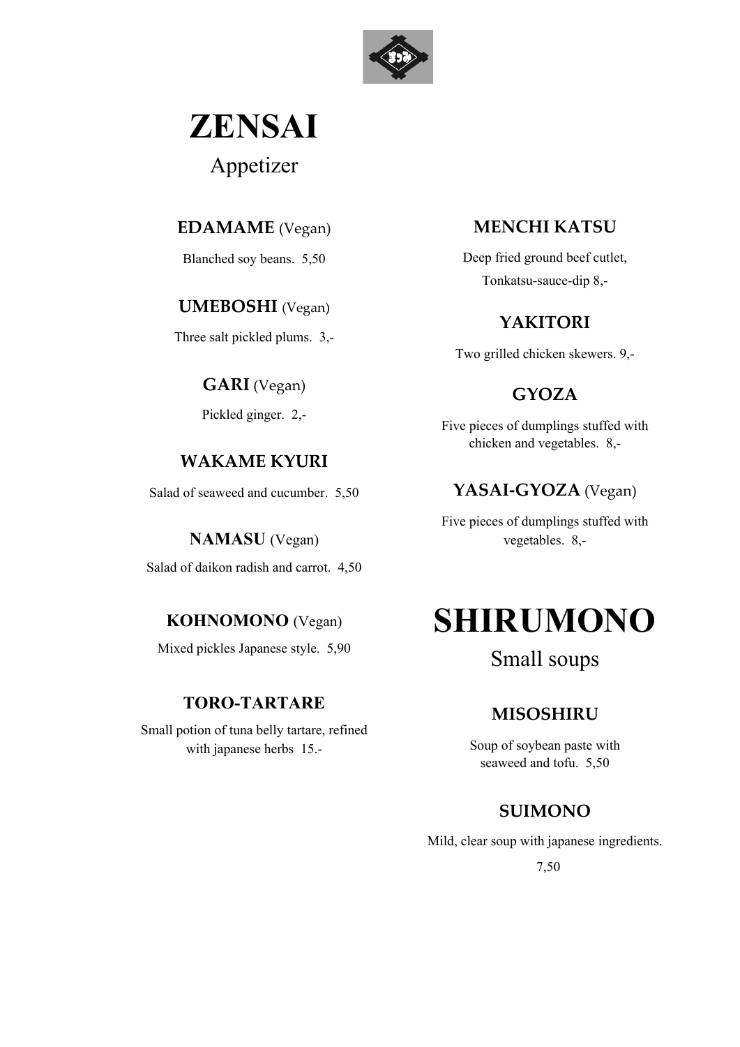# ZENSAI

Appetizer

### EDAMAME (Vegan)

Blanched soy beans. 5,50

### UMEBOSHI (Vegan)

Three salt pickled plums. 3,-

### GARI (Vegan)

Pickled ginger. 2,-

### WAKAME KYURI

Salad of seaweed and cucumber. 5,50

### NAMASU (Vegan)

Salad of daikon radish and carrot. 4,50

### KOHNOMONO (Vegan)

Mixed pickles Japanese style. 5,90

### TORO-TARTARE

Small potion of tuna belly tartare, refined with japanese herbs 15.-

### MENCHI KATSU

Deep fried ground beef cutlet, Tonkatsu-sauce-dip 8,-

### YAKITORI

Two grilled chicken skewers. 9,-

### GYOZA

Five pieces of dumplings stuffed with chicken and vegetables. 8,-

### YASAI-GYOZA (Vegan)

Five pieces of dumplings stuffed with vegetables. 8,-

# SHIRUMONO

Small soups

### MISOSHIRU

Soup of soybean paste with seaweed and tofu. 5,50

### SUIMONO

Mild, clear soup with japanese ingredients.

7,50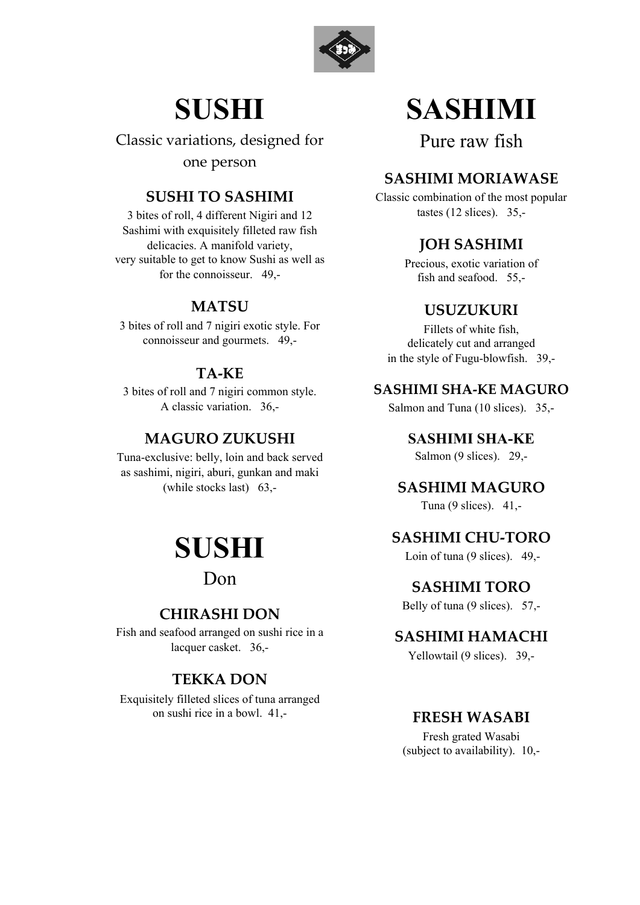# SUSHI

Classic variations, designed for one person

### SUSHI TO SASHIMI

3 bites of roll, 4 different Nigiri and 12 Sashimi with exquisitely filleted raw fish delicacies. A manifold variety, very suitable to get to know Sushi as well as for the connoisseur. 49,-

### MATSU

3 bites of roll and 7 nigiri exotic style. For connoisseur and gourmets. 49,-

### TA-KE

3 bites of roll and 7 nigiri common style. A classic variation. 36,-

### MAGURO ZUKUSHI

Tuna-exclusive: belly, loin and back served as sashimi, nigiri, aburi, gunkan and maki (while stocks last) 63,-

# SUSHI

Don

### CHIRASHI DON

Fish and seafood arranged on sushi rice in a lacquer casket. 36,-

### TEKKA DON

Exquisitely filleted slices of tuna arranged on sushi rice in a bowl. 41,-

# SASHIMI

Pure raw fish

### SASHIMI MORIAWASE

Classic combination of the most popular tastes (12 slices). 35,-

### JOH SASHIMI

Precious, exotic variation of fish and seafood. 55,-

### USUZUKURI

Fillets of white fish, delicately cut and arranged in the style of Fugu-blowfish. 39,-

### SASHIMI SHA-KE MAGURO

Salmon and Tuna (10 slices). 35,-

### SASHIMI SHA-KE

Salmon (9 slices). 29,-

### SASHIMI MAGURO

Tuna (9 slices). 41,-

### SASHIMI CHU-TORO

Loin of tuna (9 slices). 49,-

### SASHIMI TORO

Belly of tuna (9 slices). 57,-

### SASHIMI HAMACHI

Yellowtail (9 slices). 39,-

### FRESH WASABI

Fresh grated Wasabi (subject to availability). 10,-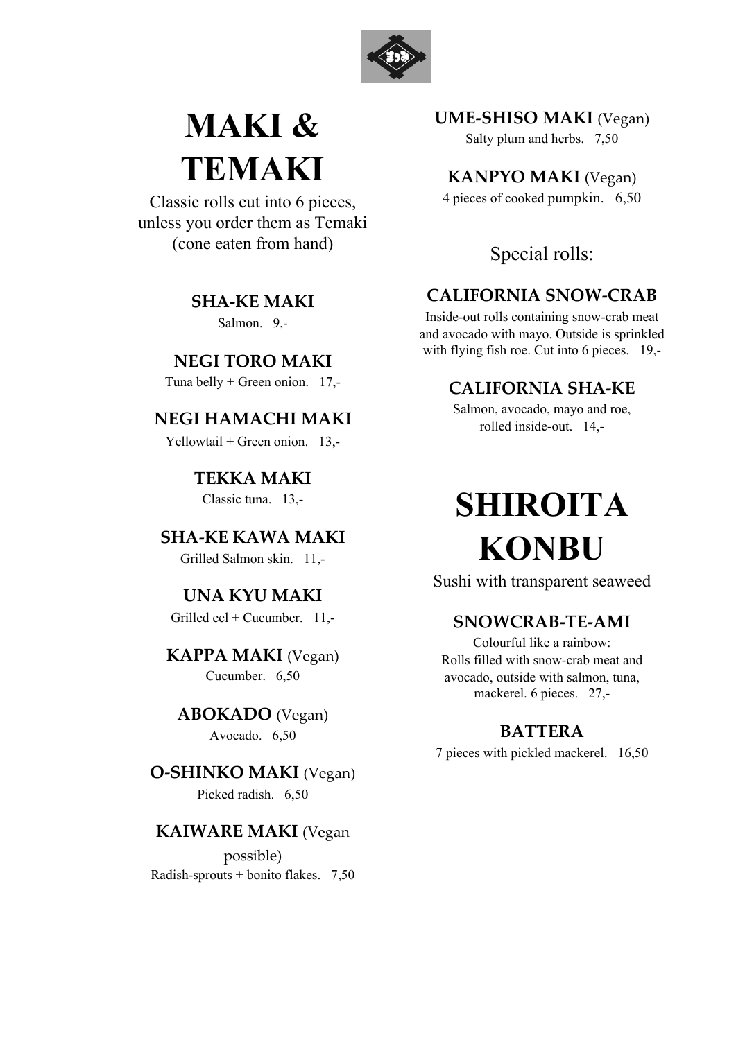# MAKI & TEMAKI

Classic rolls cut into 6 pieces, unless you order them as Temaki (cone eaten from hand)

### SHA-KE MAKI
Salmon. 9,-

### NEGI TORO MAKI
Tuna belly + Green onion. 17,-

### NEGI HAMACHI MAKI
Yellowtail + Green onion. 13,-

### TEKKA MAKI
Classic tuna. 13,-

### SHA-KE KAWA MAKI
Grilled Salmon skin. 11,-

### UNA KYU MAKI
Grilled eel + Cucumber. 11,-

### KAPPA MAKI (Vegan)
Cucumber. 6,50

### ABOKADO (Vegan)
Avocado. 6,50

### O-SHINKO MAKI (Vegan)
Picked radish. 6,50

### KAIWARE MAKI (Vegan possible)
Radish-sprouts + bonito flakes. 7,50

### UME-SHISO MAKI (Vegan)
Salty plum and herbs. 7,50

### KANPYO MAKI (Vegan)
4 pieces of cooked pumpkin. 6,50

## Special rolls:

### CALIFORNIA SNOW-CRAB
Inside-out rolls containing snow-crab meat and avocado with mayo. Outside is sprinkled with flying fish roe. Cut into 6 pieces. 19,-

### CALIFORNIA SHA-KE
Salmon, avocado, mayo and roe, rolled inside-out. 14,-

# SHIROITA KONBU

Sushi with transparent seaweed

### SNOWCRAB-TE-AMI
Colourful like a rainbow: Rolls filled with snow-crab meat and avocado, outside with salmon, tuna, mackerel. 6 pieces. 27,-

### BATTERA
7 pieces with pickled mackerel. 16,50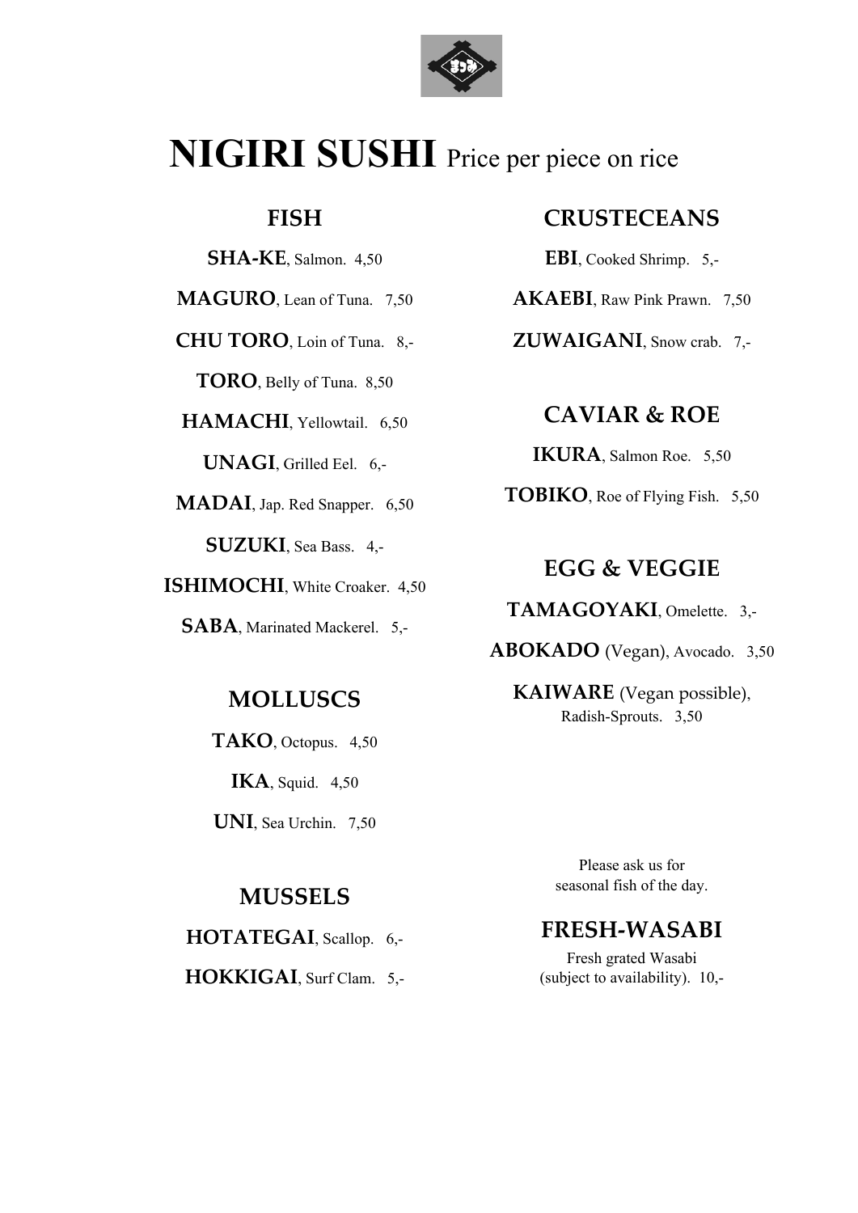# NIGIRI SUSHI Price per piece on rice

## FISH

**SHA-KE**, Salmon. 4,50

**MAGURO**, Lean of Tuna. 7,50

**CHU TORO**, Loin of Tuna. 8,-

**TORO**, Belly of Tuna. 8,50

**HAMACHI**, Yellowtail. 6,50

**UNAGI**, Grilled Eel. 6,-

**MADAI**, Jap. Red Snapper. 6,50

**SUZUKI**, Sea Bass. 4,-

**ISHIMOCHI**, White Croaker. 4,50

**SABA**, Marinated Mackerel. 5,-

## MOLLUSCS

**TAKO**, Octopus. 4,50

**IKA**, Squid. 4,50

**UNI**, Sea Urchin. 7,50

## MUSSELS

**HOTATEGAI**, Scallop. 6,-

**HOKKIGAI**, Surf Clam. 5,-

## CRUSTECEANS

**EBI**, Cooked Shrimp. 5,-

**AKAEBI**, Raw Pink Prawn. 7,50

**ZUWAIGANI**, Snow crab. 7,-

## CAVIAR & ROE

**IKURA**, Salmon Roe. 5,50

**TOBIKO**, Roe of Flying Fish. 5,50

## EGG & VEGGIE

**TAMAGOYAKI**, Omelette. 3,-

**ABOKADO** (Vegan), Avocado. 3,50

**KAIWARE** (Vegan possible), Radish-Sprouts. 3,50

Please ask us for seasonal fish of the day.

## FRESH-WASABI

Fresh grated Wasabi (subject to availability). 10,-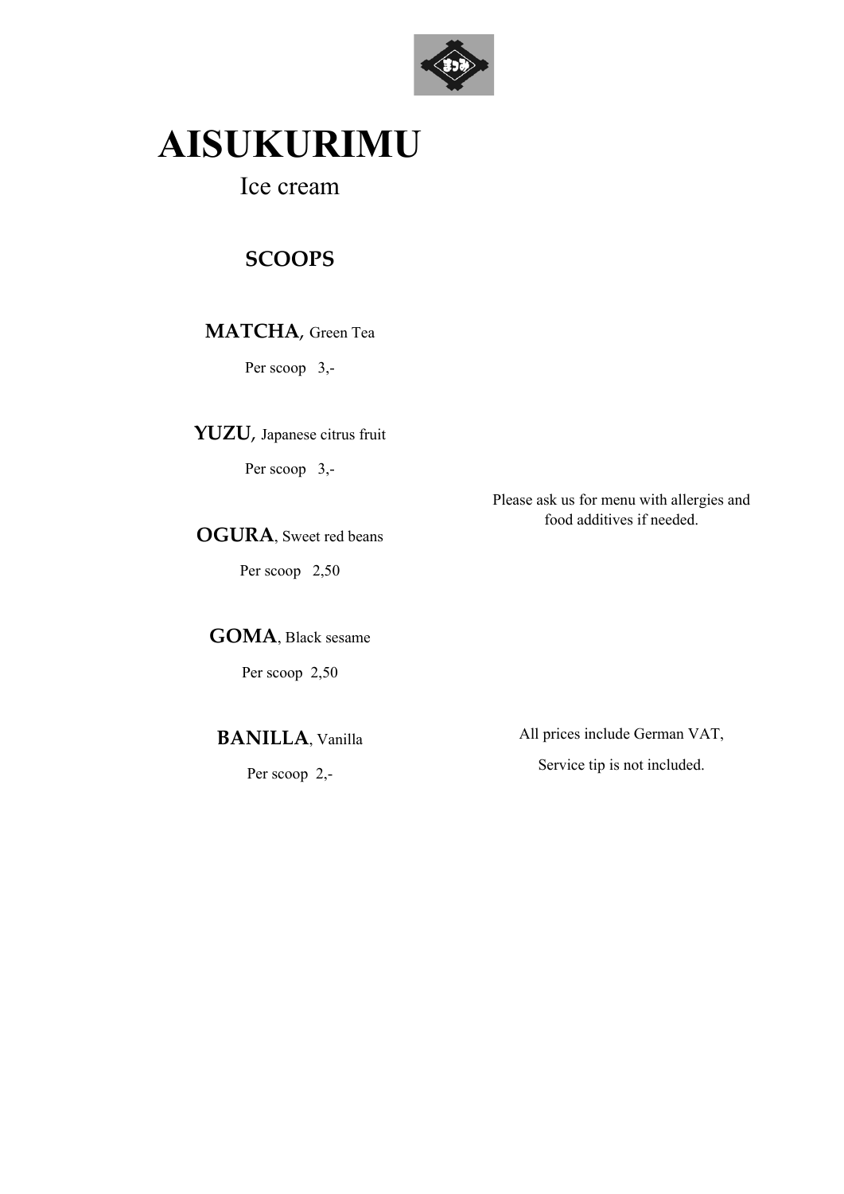# AISUKURIMU

Ice cream

## SCOOPS

**MATCHA**, Green Tea

Per scoop 3,-

**YUZU**, Japanese citrus fruit

Per scoop 3,-

**OGURA**, Sweet red beans

Per scoop 2,50

**GOMA**, Black sesame

Per scoop 2,50

**BANILLA**, Vanilla

Per scoop 2,-

Please ask us for menu with allergies and food additives if needed.

All prices include German VAT,

Service tip is not included.